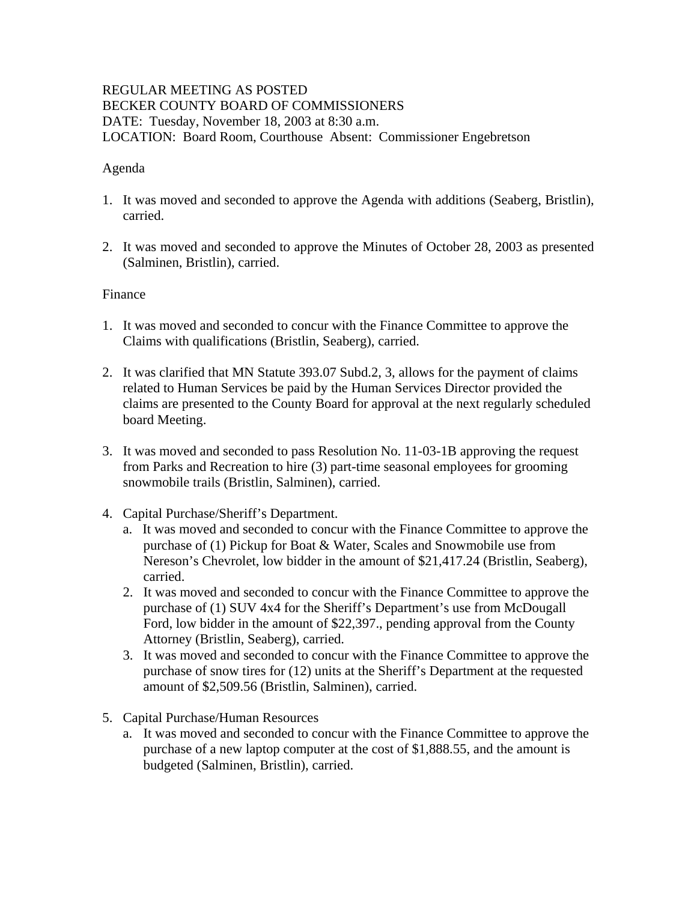REGULAR MEETING AS POSTED
BECKER COUNTY BOARD OF COMMISSIONERS
DATE: Tuesday, November 18, 2003 at 8:30 a.m.
LOCATION: Board Room, Courthouse Absent: Commissioner Engebretson

Agenda

1. It was moved and seconded to approve the Agenda with additions (Seaberg, Bristlin), carried.

2. It was moved and seconded to approve the Minutes of October 28, 2003 as presented (Salminen, Bristlin), carried.

Finance

1. It was moved and seconded to concur with the Finance Committee to approve the Claims with qualifications (Bristlin, Seaberg), carried.

2. It was clarified that MN Statute 393.07 Subd.2, 3, allows for the payment of claims related to Human Services be paid by the Human Services Director provided the claims are presented to the County Board for approval at the next regularly scheduled board Meeting.

3. It was moved and seconded to pass Resolution No. 11-03-1B approving the request from Parks and Recreation to hire (3) part-time seasonal employees for grooming snowmobile trails (Bristlin, Salminen), carried.

4. Capital Purchase/Sheriff's Department.
   a. It was moved and seconded to concur with the Finance Committee to approve the purchase of (1) Pickup for Boat & Water, Scales and Snowmobile use from Nereson's Chevrolet, low bidder in the amount of $21,417.24 (Bristlin, Seaberg), carried.
   2. It was moved and seconded to concur with the Finance Committee to approve the purchase of (1) SUV 4x4 for the Sheriff's Department's use from McDougall Ford, low bidder in the amount of $22,397., pending approval from the County Attorney (Bristlin, Seaberg), carried.
   3. It was moved and seconded to concur with the Finance Committee to approve the purchase of snow tires for (12) units at the Sheriff's Department at the requested amount of $2,509.56 (Bristlin, Salminen), carried.

5. Capital Purchase/Human Resources
   a. It was moved and seconded to concur with the Finance Committee to approve the purchase of a new laptop computer at the cost of $1,888.55, and the amount is budgeted (Salminen, Bristlin), carried.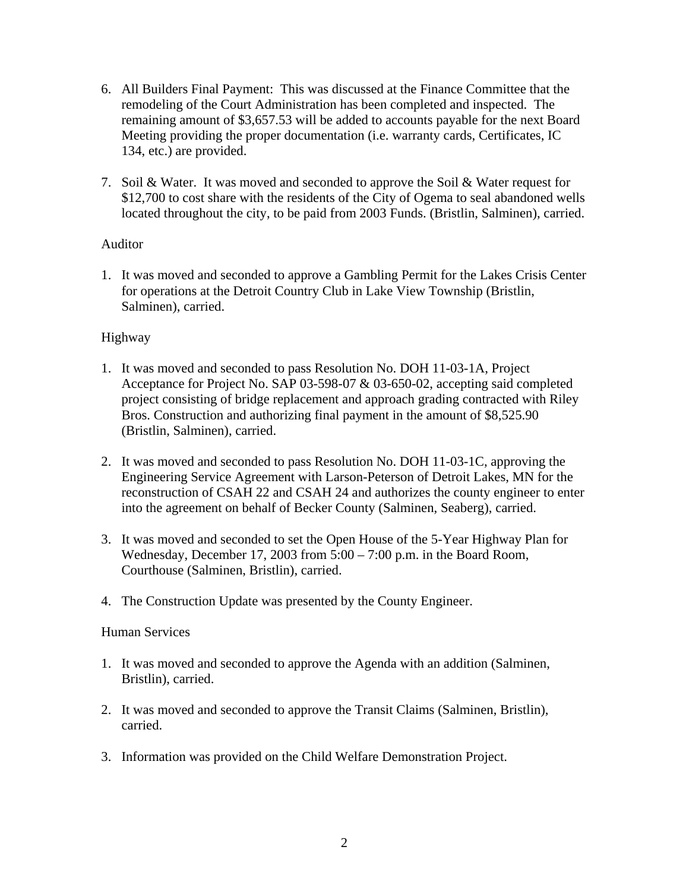6. All Builders Final Payment: This was discussed at the Finance Committee that the remodeling of the Court Administration has been completed and inspected. The remaining amount of $3,657.53 will be added to accounts payable for the next Board Meeting providing the proper documentation (i.e. warranty cards, Certificates, IC 134, etc.) are provided.

7. Soil & Water. It was moved and seconded to approve the Soil & Water request for $12,700 to cost share with the residents of the City of Ogema to seal abandoned wells located throughout the city, to be paid from 2003 Funds. (Bristlin, Salminen), carried.

Auditor

1. It was moved and seconded to approve a Gambling Permit for the Lakes Crisis Center for operations at the Detroit Country Club in Lake View Township (Bristlin, Salminen), carried.

Highway

1. It was moved and seconded to pass Resolution No. DOH 11-03-1A, Project Acceptance for Project No. SAP 03-598-07 & 03-650-02, accepting said completed project consisting of bridge replacement and approach grading contracted with Riley Bros. Construction and authorizing final payment in the amount of $8,525.90 (Bristlin, Salminen), carried.

2. It was moved and seconded to pass Resolution No. DOH 11-03-1C, approving the Engineering Service Agreement with Larson-Peterson of Detroit Lakes, MN for the reconstruction of CSAH 22 and CSAH 24 and authorizes the county engineer to enter into the agreement on behalf of Becker County (Salminen, Seaberg), carried.

3. It was moved and seconded to set the Open House of the 5-Year Highway Plan for Wednesday, December 17, 2003 from 5:00 – 7:00 p.m. in the Board Room, Courthouse (Salminen, Bristlin), carried.

4. The Construction Update was presented by the County Engineer.

Human Services

1. It was moved and seconded to approve the Agenda with an addition (Salminen, Bristlin), carried.

2. It was moved and seconded to approve the Transit Claims (Salminen, Bristlin), carried.

3. Information was provided on the Child Welfare Demonstration Project.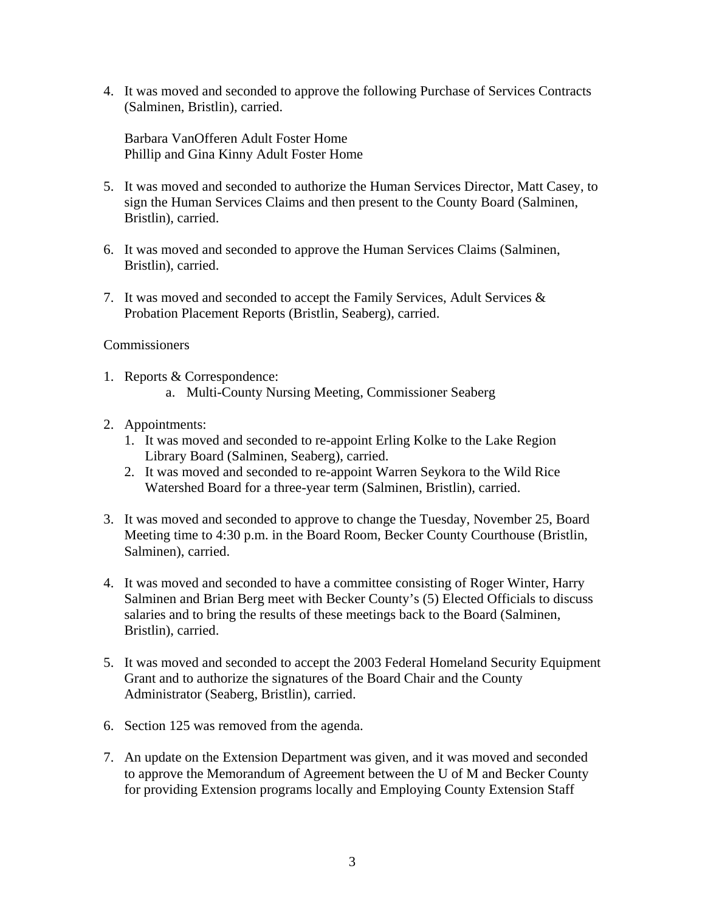4. It was moved and seconded to approve the following Purchase of Services Contracts (Salminen, Bristlin), carried.

   Barbara VanOfferen Adult Foster Home
   Phillip and Gina Kinny Adult Foster Home

5. It was moved and seconded to authorize the Human Services Director, Matt Casey, to sign the Human Services Claims and then present to the County Board (Salminen, Bristlin), carried.

6. It was moved and seconded to approve the Human Services Claims (Salminen, Bristlin), carried.

7. It was moved and seconded to accept the Family Services, Adult Services & Probation Placement Reports (Bristlin, Seaberg), carried.

Commissioners

1. Reports & Correspondence:
   a. Multi-County Nursing Meeting, Commissioner Seaberg

2. Appointments:
   1. It was moved and seconded to re-appoint Erling Kolke to the Lake Region Library Board (Salminen, Seaberg), carried.
   2. It was moved and seconded to re-appoint Warren Seykora to the Wild Rice Watershed Board for a three-year term (Salminen, Bristlin), carried.

3. It was moved and seconded to approve to change the Tuesday, November 25, Board Meeting time to 4:30 p.m. in the Board Room, Becker County Courthouse (Bristlin, Salminen), carried.

4. It was moved and seconded to have a committee consisting of Roger Winter, Harry Salminen and Brian Berg meet with Becker County's (5) Elected Officials to discuss salaries and to bring the results of these meetings back to the Board (Salminen, Bristlin), carried.

5. It was moved and seconded to accept the 2003 Federal Homeland Security Equipment Grant and to authorize the signatures of the Board Chair and the County Administrator (Seaberg, Bristlin), carried.

6. Section 125 was removed from the agenda.

7. An update on the Extension Department was given, and it was moved and seconded to approve the Memorandum of Agreement between the U of M and Becker County for providing Extension programs locally and Employing County Extension Staff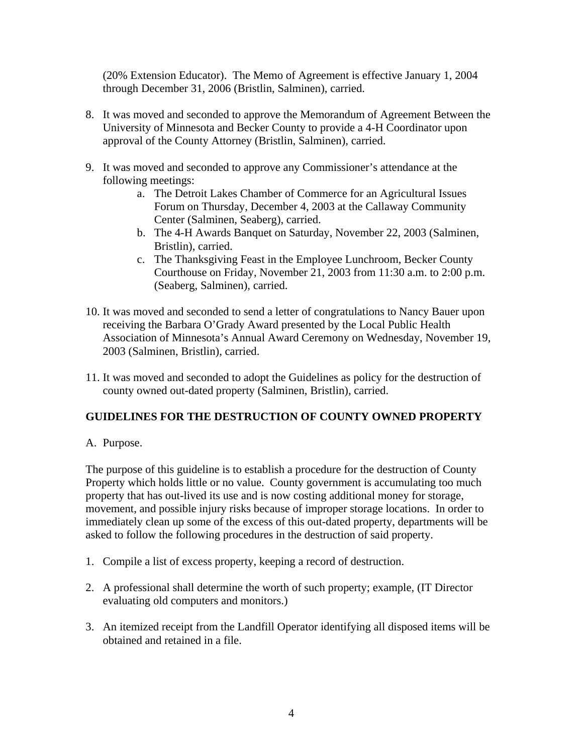(20% Extension Educator). The Memo of Agreement is effective January 1, 2004 through December 31, 2006 (Bristlin, Salminen), carried.

8. It was moved and seconded to approve the Memorandum of Agreement Between the University of Minnesota and Becker County to provide a 4-H Coordinator upon approval of the County Attorney (Bristlin, Salminen), carried.

9. It was moved and seconded to approve any Commissioner's attendance at the following meetings:
   a. The Detroit Lakes Chamber of Commerce for an Agricultural Issues Forum on Thursday, December 4, 2003 at the Callaway Community Center (Salminen, Seaberg), carried.
   b. The 4-H Awards Banquet on Saturday, November 22, 2003 (Salminen, Bristlin), carried.
   c. The Thanksgiving Feast in the Employee Lunchroom, Becker County Courthouse on Friday, November 21, 2003 from 11:30 a.m. to 2:00 p.m. (Seaberg, Salminen), carried.

10. It was moved and seconded to send a letter of congratulations to Nancy Bauer upon receiving the Barbara O'Grady Award presented by the Local Public Health Association of Minnesota's Annual Award Ceremony on Wednesday, November 19, 2003 (Salminen, Bristlin), carried.

11. It was moved and seconded to adopt the Guidelines as policy for the destruction of county owned out-dated property (Salminen, Bristlin), carried.

**GUIDELINES FOR THE DESTRUCTION OF COUNTY OWNED PROPERTY**

A. Purpose.

The purpose of this guideline is to establish a procedure for the destruction of County Property which holds little or no value. County government is accumulating too much property that has out-lived its use and is now costing additional money for storage, movement, and possible injury risks because of improper storage locations. In order to immediately clean up some of the excess of this out-dated property, departments will be asked to follow the following procedures in the destruction of said property.

1. Compile a list of excess property, keeping a record of destruction.

2. A professional shall determine the worth of such property; example, (IT Director evaluating old computers and monitors.)

3. An itemized receipt from the Landfill Operator identifying all disposed items will be obtained and retained in a file.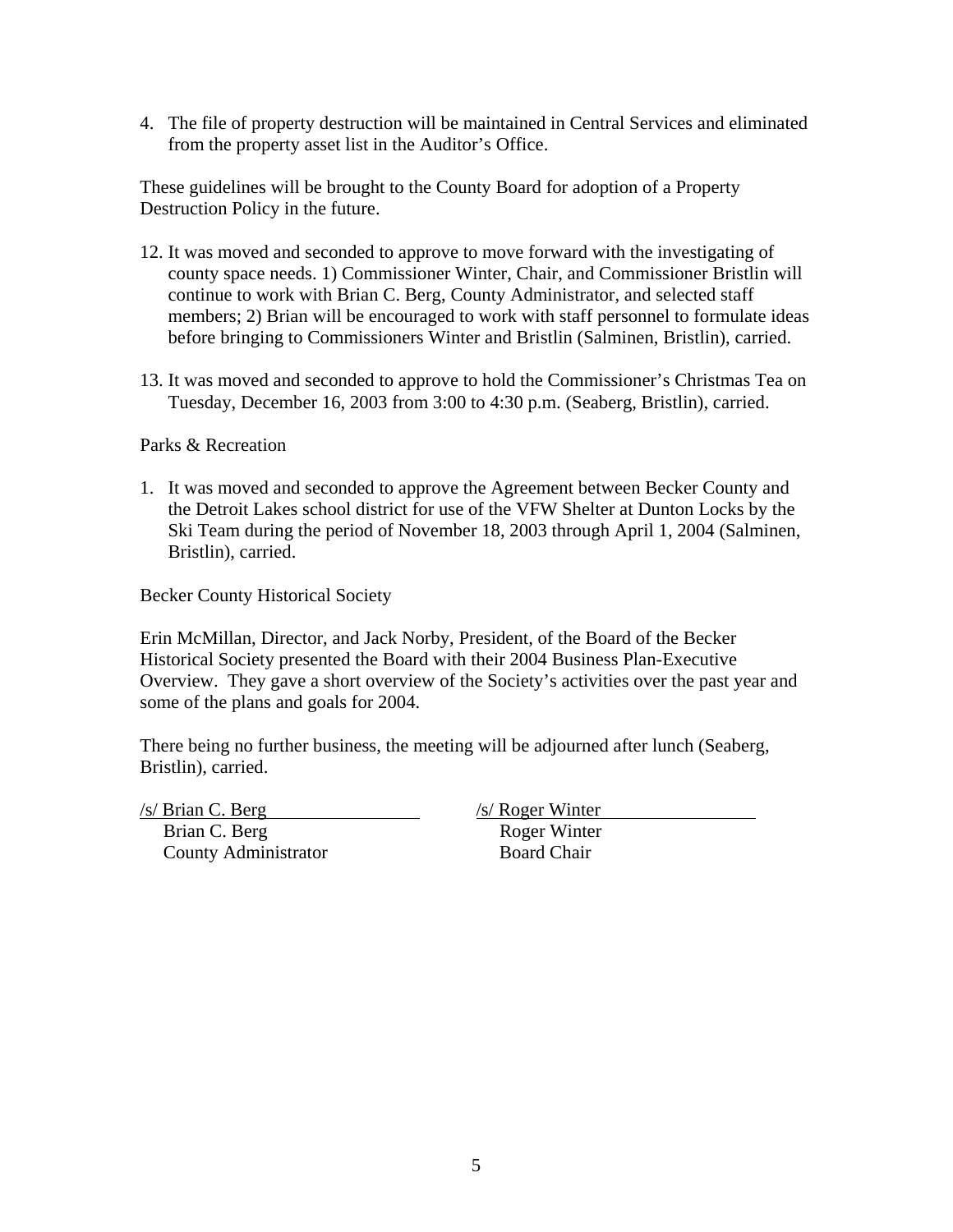4. The file of property destruction will be maintained in Central Services and eliminated from the property asset list in the Auditor's Office.

These guidelines will be brought to the County Board for adoption of a Property Destruction Policy in the future.

12. It was moved and seconded to approve to move forward with the investigating of county space needs. 1) Commissioner Winter, Chair, and Commissioner Bristlin will continue to work with Brian C. Berg, County Administrator, and selected staff members; 2) Brian will be encouraged to work with staff personnel to formulate ideas before bringing to Commissioners Winter and Bristlin (Salminen, Bristlin), carried.

13. It was moved and seconded to approve to hold the Commissioner's Christmas Tea on Tuesday, December 16, 2003 from 3:00 to 4:30 p.m. (Seaberg, Bristlin), carried.

Parks & Recreation

1. It was moved and seconded to approve the Agreement between Becker County and the Detroit Lakes school district for use of the VFW Shelter at Dunton Locks by the Ski Team during the period of November 18, 2003 through April 1, 2004 (Salminen, Bristlin), carried.

Becker County Historical Society

Erin McMillan, Director, and Jack Norby, President, of the Board of the Becker Historical Society presented the Board with their 2004 Business Plan-Executive Overview. They gave a short overview of the Society's activities over the past year and some of the plans and goals for 2004.

There being no further business, the meeting will be adjourned after lunch (Seaberg, Bristlin), carried.

| | |
|---|---|
| /s/ Brian C. Berg | /s/ Roger Winter |
| Brian C. Berg | Roger Winter |
| County Administrator | Board Chair |